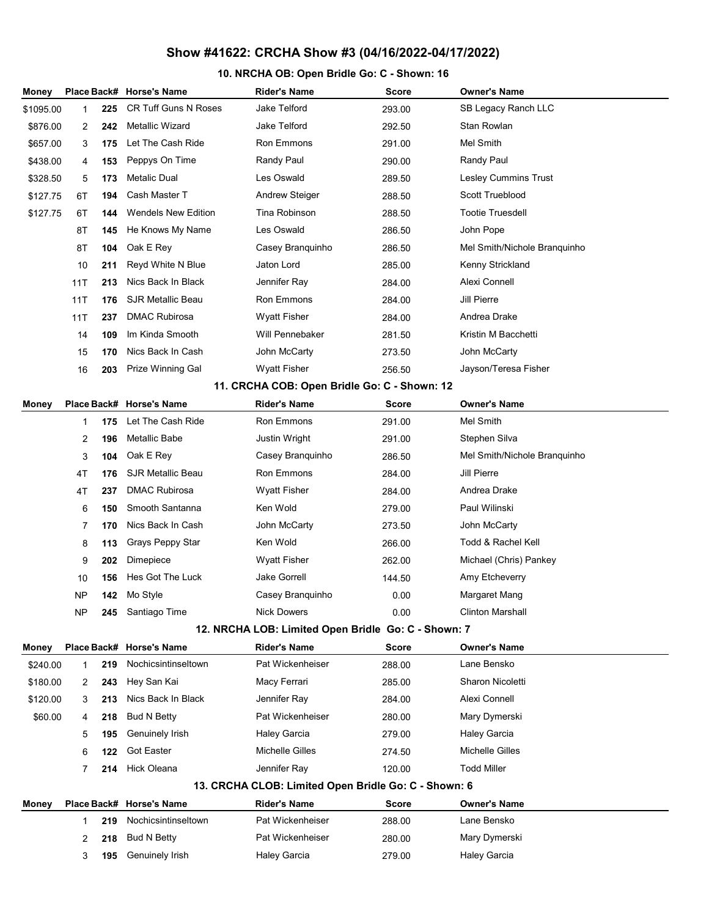# Show #41622: CRCHA Show #3 (04/16/2022-04/17/2022)

## 10. NRCHA OB: Open Bridle Go: C - Shown: 16

| Money | Place | Back# | Horse's Name | Rider's Name | Score | Owner's Name |
|---|---|---|---|---|---|---|
| $1095.00 | 1 | 225 | CR Tuff Guns N Roses | Jake Telford | 293.00 | SB Legacy Ranch LLC |
| $876.00 | 2 | 242 | Metallic Wizard | Jake Telford | 292.50 | Stan Rowlan |
| $657.00 | 3 | 175 | Let The Cash Ride | Ron Emmons | 291.00 | Mel Smith |
| $438.00 | 4 | 153 | Peppys On Time | Randy Paul | 290.00 | Randy Paul |
| $328.50 | 5 | 173 | Metalic Dual | Les Oswald | 289.50 | Lesley Cummins Trust |
| $127.75 | 6T | 194 | Cash Master T | Andrew Steiger | 288.50 | Scott Trueblood |
| $127.75 | 6T | 144 | Wendels New Edition | Tina Robinson | 288.50 | Tootie Truesdell |
| | 8T | 145 | He Knows My Name | Les Oswald | 286.50 | John Pope |
| | 8T | 104 | Oak E Rey | Casey Branquinho | 286.50 | Mel Smith/Nichole Branquinho |
| | 10 | 211 | Reyd White N Blue | Jaton Lord | 285.00 | Kenny Strickland |
| | 11T | 213 | Nics Back In Black | Jennifer Ray | 284.00 | Alexi Connell |
| | 11T | 176 | SJR Metallic Beau | Ron Emmons | 284.00 | Jill Pierre |
| | 11T | 237 | DMAC Rubirosa | Wyatt Fisher | 284.00 | Andrea Drake |
| | 14 | 109 | Im Kinda Smooth | Will Pennebaker | 281.50 | Kristin M Bacchetti |
| | 15 | 170 | Nics Back In Cash | John McCarty | 273.50 | John McCarty |
| | 16 | 203 | Prize Winning Gal | Wyatt Fisher | 256.50 | Jayson/Teresa Fisher |

## 11. CRCHA COB: Open Bridle Go: C - Shown: 12

| Money | Place | Back# | Horse's Name | Rider's Name | Score | Owner's Name |
|---|---|---|---|---|---|---|
| | 1 | 175 | Let The Cash Ride | Ron Emmons | 291.00 | Mel Smith |
| | 2 | 196 | Metallic Babe | Justin Wright | 291.00 | Stephen Silva |
| | 3 | 104 | Oak E Rey | Casey Branquinho | 286.50 | Mel Smith/Nichole Branquinho |
| | 4T | 176 | SJR Metallic Beau | Ron Emmons | 284.00 | Jill Pierre |
| | 4T | 237 | DMAC Rubirosa | Wyatt Fisher | 284.00 | Andrea Drake |
| | 6 | 150 | Smooth Santanna | Ken Wold | 279.00 | Paul Wilinski |
| | 7 | 170 | Nics Back In Cash | John McCarty | 273.50 | John McCarty |
| | 8 | 113 | Grays Peppy Star | Ken Wold | 266.00 | Todd & Rachel Kell |
| | 9 | 202 | Dimepiece | Wyatt Fisher | 262.00 | Michael (Chris) Pankey |
| | 10 | 156 | Hes Got The Luck | Jake Gorrell | 144.50 | Amy Etcheverry |
| | NP | 142 | Mo Style | Casey Branquinho | 0.00 | Margaret Mang |
| | NP | 245 | Santiago Time | Nick Dowers | 0.00 | Clinton Marshall |

## 12. NRCHA LOB: Limited Open Bridle Go: C - Shown: 7

| Money | Place | Back# | Horse's Name | Rider's Name | Score | Owner's Name |
|---|---|---|---|---|---|---|
| $240.00 | 1 | 219 | Nochicsintinseltown | Pat Wickenheiser | 288.00 | Lane Bensko |
| $180.00 | 2 | 243 | Hey San Kai | Macy Ferrari | 285.00 | Sharon Nicoletti |
| $120.00 | 3 | 213 | Nics Back In Black | Jennifer Ray | 284.00 | Alexi Connell |
| $60.00 | 4 | 218 | Bud N Betty | Pat Wickenheiser | 280.00 | Mary Dymerski |
| | 5 | 195 | Genuinely Irish | Haley Garcia | 279.00 | Haley Garcia |
| | 6 | 122 | Got Easter | Michelle Gilles | 274.50 | Michelle Gilles |
| | 7 | 214 | Hick Oleana | Jennifer Ray | 120.00 | Todd Miller |

## 13. CRCHA CLOB: Limited Open Bridle Go: C - Shown: 6

| Money | Place | Back# | Horse's Name | Rider's Name | Score | Owner's Name |
|---|---|---|---|---|---|---|
| | 1 | 219 | Nochicsintinseltown | Pat Wickenheiser | 288.00 | Lane Bensko |
| | 2 | 218 | Bud N Betty | Pat Wickenheiser | 280.00 | Mary Dymerski |
| | 3 | 195 | Genuinely Irish | Haley Garcia | 279.00 | Haley Garcia |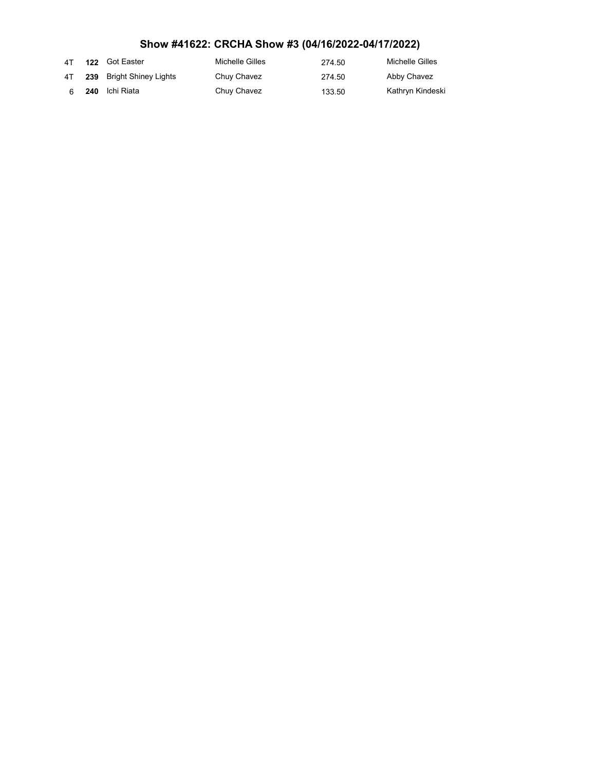## Show #41622: CRCHA Show #3 (04/16/2022-04/17/2022)

| | | | | | |
|---|---|---|---|---|---|
| 4T | **122** | Got Easter | Michelle Gilles | 274.50 | Michelle Gilles |
| 4T | **239** | Bright Shiney Lights | Chuy Chavez | 274.50 | Abby Chavez |
| 6 | **240** | Ichi Riata | Chuy Chavez | 133.50 | Kathryn Kindeski |